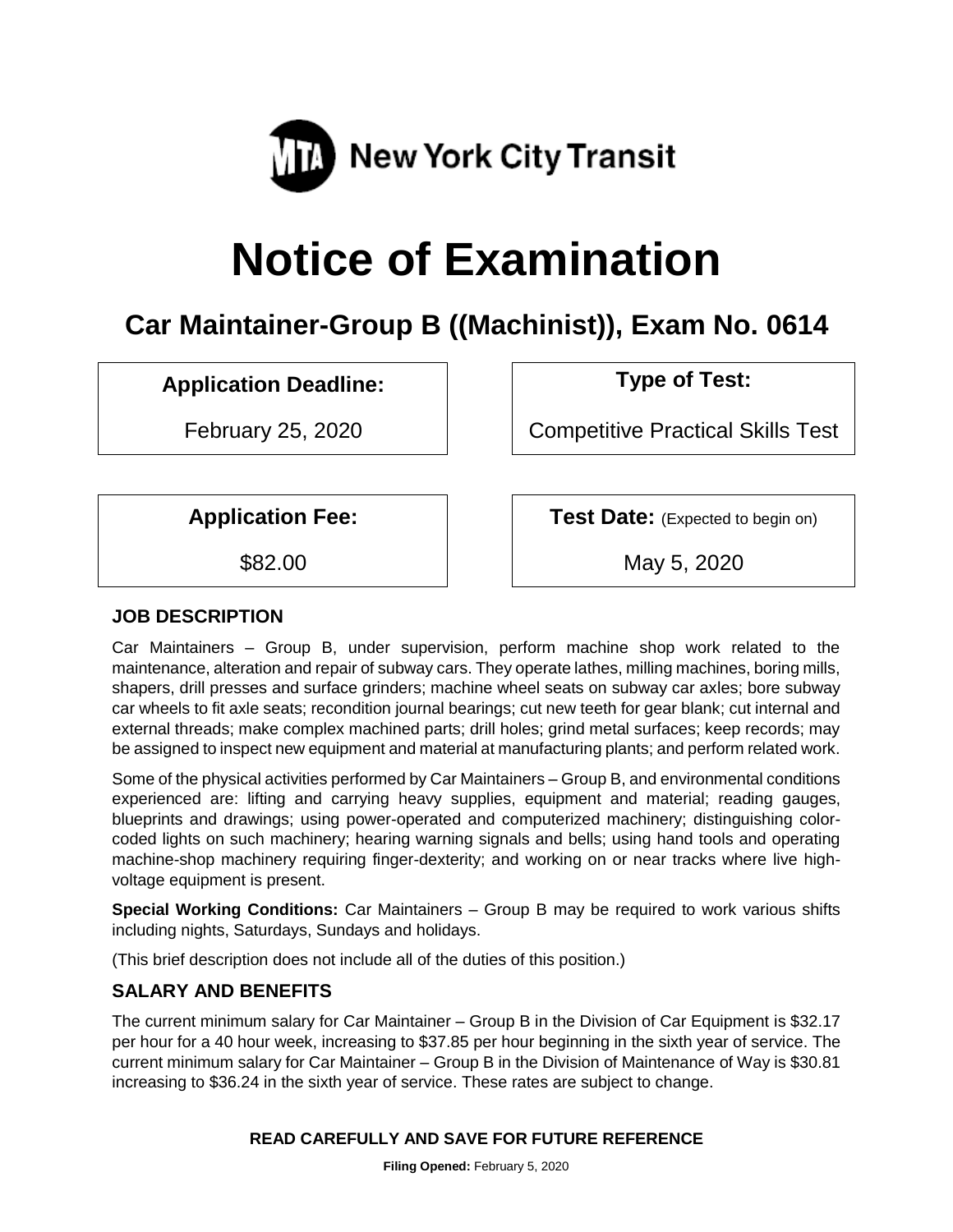MTA New York City Transit

# Notice of Examination

## Car Maintainer-Group B ((Machinist)), Exam No. 0614

| **Application Deadline:** | **Type of Test:** |
|---|---|
| February 25, 2020 | Competitive Practical Skills Test |

| **Application Fee:** | **Test Date:** (Expected to begin on) |
|---|---|
| $82.00 | May 5, 2020 |

### JOB DESCRIPTION

Car Maintainers – Group B, under supervision, perform machine shop work related to the maintenance, alteration and repair of subway cars. They operate lathes, milling machines, boring mills, shapers, drill presses and surface grinders; machine wheel seats on subway car axles; bore subway car wheels to fit axle seats; recondition journal bearings; cut new teeth for gear blank; cut internal and external threads; make complex machined parts; drill holes; grind metal surfaces; keep records; may be assigned to inspect new equipment and material at manufacturing plants; and perform related work.

Some of the physical activities performed by Car Maintainers – Group B, and environmental conditions experienced are: lifting and carrying heavy supplies, equipment and material; reading gauges, blueprints and drawings; using power-operated and computerized machinery; distinguishing color-coded lights on such machinery; hearing warning signals and bells; using hand tools and operating machine-shop machinery requiring finger-dexterity; and working on or near tracks where live high-voltage equipment is present.

**Special Working Conditions:** Car Maintainers – Group B may be required to work various shifts including nights, Saturdays, Sundays and holidays.

(This brief description does not include all of the duties of this position.)

### SALARY AND BENEFITS

The current minimum salary for Car Maintainer – Group B in the Division of Car Equipment is $32.17 per hour for a 40 hour week, increasing to $37.85 per hour beginning in the sixth year of service. The current minimum salary for Car Maintainer – Group B in the Division of Maintenance of Way is $30.81 increasing to $36.24 in the sixth year of service. These rates are subject to change.

**READ CAREFULLY AND SAVE FOR FUTURE REFERENCE**

**Filing Opened:** February 5, 2020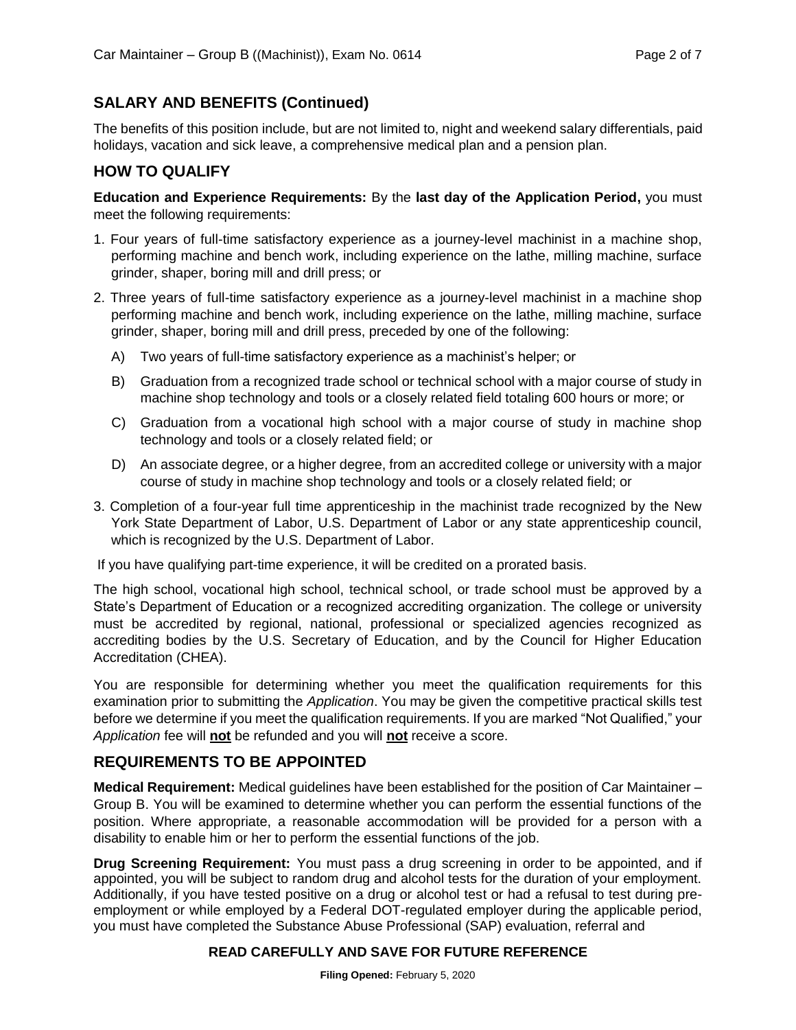## SALARY AND BENEFITS (Continued)

The benefits of this position include, but are not limited to, night and weekend salary differentials, paid holidays, vacation and sick leave, a comprehensive medical plan and a pension plan.

## HOW TO QUALIFY

**Education and Experience Requirements:** By the **last day of the Application Period,** you must meet the following requirements:

1. Four years of full-time satisfactory experience as a journey-level machinist in a machine shop, performing machine and bench work, including experience on the lathe, milling machine, surface grinder, shaper, boring mill and drill press; or
2. Three years of full-time satisfactory experience as a journey-level machinist in a machine shop performing machine and bench work, including experience on the lathe, milling machine, surface grinder, shaper, boring mill and drill press, preceded by one of the following:
   - A) Two years of full-time satisfactory experience as a machinist's helper; or
   - B) Graduation from a recognized trade school or technical school with a major course of study in machine shop technology and tools or a closely related field totaling 600 hours or more; or
   - C) Graduation from a vocational high school with a major course of study in machine shop technology and tools or a closely related field; or
   - D) An associate degree, or a higher degree, from an accredited college or university with a major course of study in machine shop technology and tools or a closely related field; or
3. Completion of a four-year full time apprenticeship in the machinist trade recognized by the New York State Department of Labor, U.S. Department of Labor or any state apprenticeship council, which is recognized by the U.S. Department of Labor.

If you have qualifying part-time experience, it will be credited on a prorated basis.

The high school, vocational high school, technical school, or trade school must be approved by a State's Department of Education or a recognized accrediting organization. The college or university must be accredited by regional, national, professional or specialized agencies recognized as accrediting bodies by the U.S. Secretary of Education, and by the Council for Higher Education Accreditation (CHEA).

You are responsible for determining whether you meet the qualification requirements for this examination prior to submitting the *Application*. You may be given the competitive practical skills test before we determine if you meet the qualification requirements. If you are marked "Not Qualified," your *Application* fee will **not** be refunded and you will **not** receive a score.

## REQUIREMENTS TO BE APPOINTED

**Medical Requirement:** Medical guidelines have been established for the position of Car Maintainer – Group B. You will be examined to determine whether you can perform the essential functions of the position. Where appropriate, a reasonable accommodation will be provided for a person with a disability to enable him or her to perform the essential functions of the job.

**Drug Screening Requirement:** You must pass a drug screening in order to be appointed, and if appointed, you will be subject to random drug and alcohol tests for the duration of your employment. Additionally, if you have tested positive on a drug or alcohol test or had a refusal to test during pre-employment or while employed by a Federal DOT-regulated employer during the applicable period, you must have completed the Substance Abuse Professional (SAP) evaluation, referral and

**READ CAREFULLY AND SAVE FOR FUTURE REFERENCE**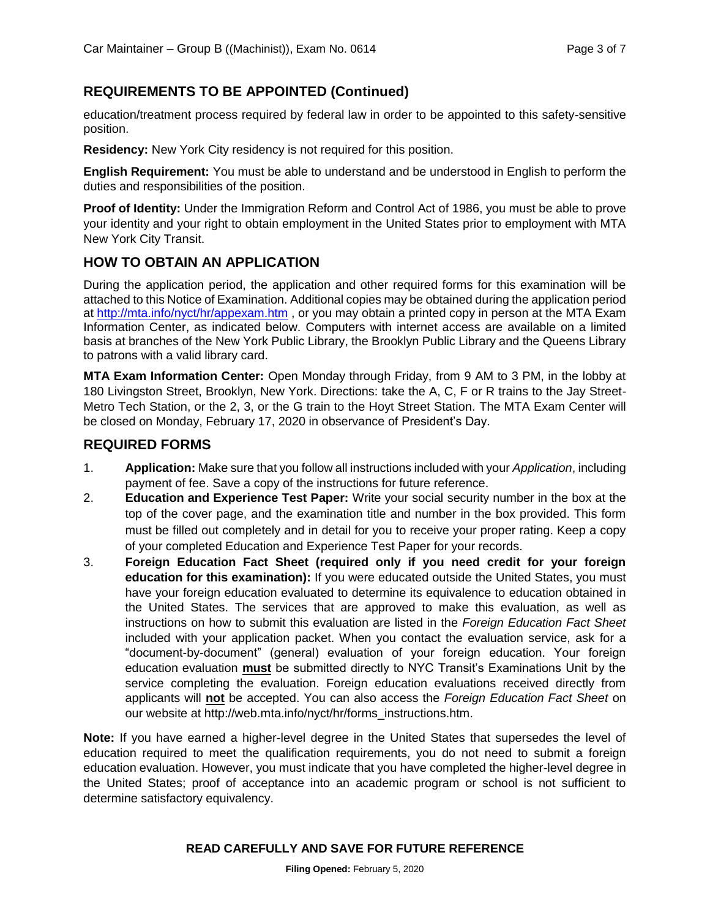## REQUIREMENTS TO BE APPOINTED (Continued)

education/treatment process required by federal law in order to be appointed to this safety-sensitive position.

**Residency:** New York City residency is not required for this position.

**English Requirement:** You must be able to understand and be understood in English to perform the duties and responsibilities of the position.

**Proof of Identity:** Under the Immigration Reform and Control Act of 1986, you must be able to prove your identity and your right to obtain employment in the United States prior to employment with MTA New York City Transit.

## HOW TO OBTAIN AN APPLICATION

During the application period, the application and other required forms for this examination will be attached to this Notice of Examination. Additional copies may be obtained during the application period at http://mta.info/nyct/hr/appexam.htm , or you may obtain a printed copy in person at the MTA Exam Information Center, as indicated below. Computers with internet access are available on a limited basis at branches of the New York Public Library, the Brooklyn Public Library and the Queens Library to patrons with a valid library card.

**MTA Exam Information Center:** Open Monday through Friday, from 9 AM to 3 PM, in the lobby at 180 Livingston Street, Brooklyn, New York. Directions: take the A, C, F or R trains to the Jay Street-Metro Tech Station, or the 2, 3, or the G train to the Hoyt Street Station. The MTA Exam Center will be closed on Monday, February 17, 2020 in observance of President's Day.

## REQUIRED FORMS

1. **Application:** Make sure that you follow all instructions included with your *Application*, including payment of fee. Save a copy of the instructions for future reference.
2. **Education and Experience Test Paper:** Write your social security number in the box at the top of the cover page, and the examination title and number in the box provided. This form must be filled out completely and in detail for you to receive your proper rating. Keep a copy of your completed Education and Experience Test Paper for your records.
3. **Foreign Education Fact Sheet (required only if you need credit for your foreign education for this examination):** If you were educated outside the United States, you must have your foreign education evaluated to determine its equivalence to education obtained in the United States. The services that are approved to make this evaluation, as well as instructions on how to submit this evaluation are listed in the *Foreign Education Fact Sheet* included with your application packet. When you contact the evaluation service, ask for a "document-by-document" (general) evaluation of your foreign education. Your foreign education evaluation **must** be submitted directly to NYC Transit's Examinations Unit by the service completing the evaluation. Foreign education evaluations received directly from applicants will **not** be accepted. You can also access the *Foreign Education Fact Sheet* on our website at http://web.mta.info/nyct/hr/forms_instructions.htm.

**Note:** If you have earned a higher-level degree in the United States that supersedes the level of education required to meet the qualification requirements, you do not need to submit a foreign education evaluation. However, you must indicate that you have completed the higher-level degree in the United States; proof of acceptance into an academic program or school is not sufficient to determine satisfactory equivalency.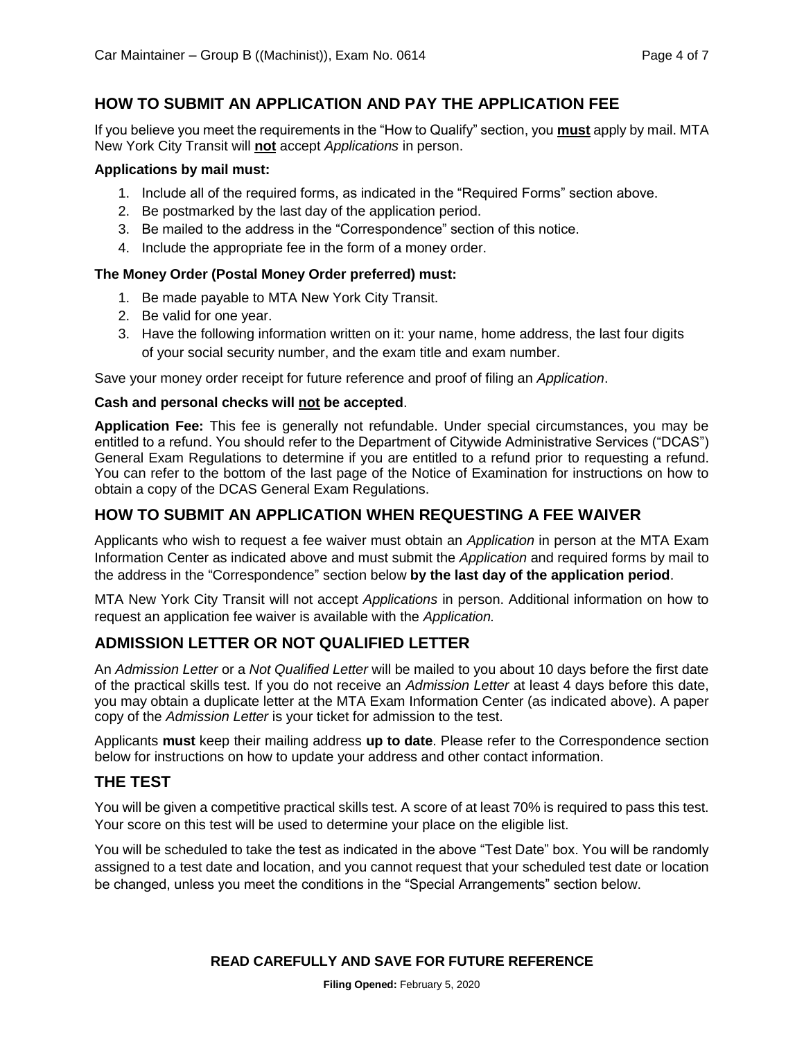## HOW TO SUBMIT AN APPLICATION AND PAY THE APPLICATION FEE

If you believe you meet the requirements in the "How to Qualify" section, you **must** apply by mail. MTA New York City Transit will **not** accept *Applications* in person.

**Applications by mail must:**

1. Include all of the required forms, as indicated in the "Required Forms" section above.
2. Be postmarked by the last day of the application period.
3. Be mailed to the address in the "Correspondence" section of this notice.
4. Include the appropriate fee in the form of a money order.

**The Money Order (Postal Money Order preferred) must:**

1. Be made payable to MTA New York City Transit.
2. Be valid for one year.
3. Have the following information written on it: your name, home address, the last four digits of your social security number, and the exam title and exam number.

Save your money order receipt for future reference and proof of filing an *Application*.

**Cash and personal checks will not be accepted**.

**Application Fee:** This fee is generally not refundable. Under special circumstances, you may be entitled to a refund. You should refer to the Department of Citywide Administrative Services ("DCAS") General Exam Regulations to determine if you are entitled to a refund prior to requesting a refund. You can refer to the bottom of the last page of the Notice of Examination for instructions on how to obtain a copy of the DCAS General Exam Regulations.

## HOW TO SUBMIT AN APPLICATION WHEN REQUESTING A FEE WAIVER

Applicants who wish to request a fee waiver must obtain an *Application* in person at the MTA Exam Information Center as indicated above and must submit the *Application* and required forms by mail to the address in the "Correspondence" section below **by the last day of the application period**.

MTA New York City Transit will not accept *Applications* in person. Additional information on how to request an application fee waiver is available with the *Application.*

## ADMISSION LETTER OR NOT QUALIFIED LETTER

An *Admission Letter* or a *Not Qualified Letter* will be mailed to you about 10 days before the first date of the practical skills test. If you do not receive an *Admission Letter* at least 4 days before this date, you may obtain a duplicate letter at the MTA Exam Information Center (as indicated above). A paper copy of the *Admission Letter* is your ticket for admission to the test.

Applicants **must** keep their mailing address **up to date**. Please refer to the Correspondence section below for instructions on how to update your address and other contact information.

## THE TEST

You will be given a competitive practical skills test. A score of at least 70% is required to pass this test. Your score on this test will be used to determine your place on the eligible list.

You will be scheduled to take the test as indicated in the above "Test Date" box. You will be randomly assigned to a test date and location, and you cannot request that your scheduled test date or location be changed, unless you meet the conditions in the "Special Arrangements" section below.

**READ CAREFULLY AND SAVE FOR FUTURE REFERENCE**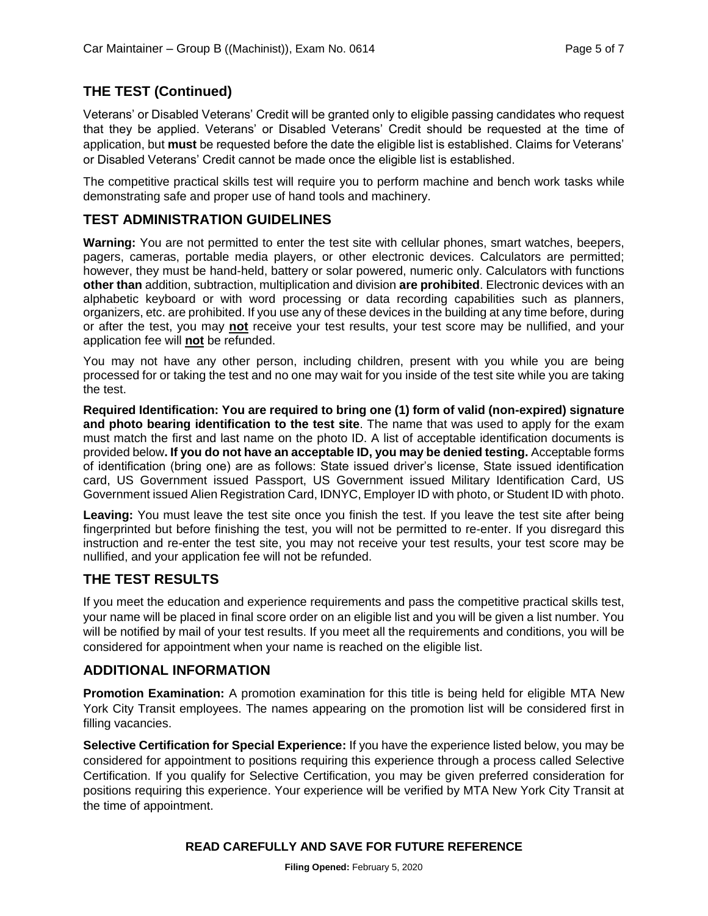## THE TEST (Continued)

Veterans' or Disabled Veterans' Credit will be granted only to eligible passing candidates who request that they be applied. Veterans' or Disabled Veterans' Credit should be requested at the time of application, but **must** be requested before the date the eligible list is established. Claims for Veterans' or Disabled Veterans' Credit cannot be made once the eligible list is established.

The competitive practical skills test will require you to perform machine and bench work tasks while demonstrating safe and proper use of hand tools and machinery.

## TEST ADMINISTRATION GUIDELINES

**Warning:** You are not permitted to enter the test site with cellular phones, smart watches, beepers, pagers, cameras, portable media players, or other electronic devices. Calculators are permitted; however, they must be hand-held, battery or solar powered, numeric only. Calculators with functions **other than** addition, subtraction, multiplication and division **are prohibited**. Electronic devices with an alphabetic keyboard or with word processing or data recording capabilities such as planners, organizers, etc. are prohibited. If you use any of these devices in the building at any time before, during or after the test, you may **not** receive your test results, your test score may be nullified, and your application fee will **not** be refunded.

You may not have any other person, including children, present with you while you are being processed for or taking the test and no one may wait for you inside of the test site while you are taking the test.

**Required Identification: You are required to bring one (1) form of valid (non-expired) signature and photo bearing identification to the test site**. The name that was used to apply for the exam must match the first and last name on the photo ID. A list of acceptable identification documents is provided below**. If you do not have an acceptable ID, you may be denied testing.** Acceptable forms of identification (bring one) are as follows: State issued driver's license, State issued identification card, US Government issued Passport, US Government issued Military Identification Card, US Government issued Alien Registration Card, IDNYC, Employer ID with photo, or Student ID with photo.

**Leaving:** You must leave the test site once you finish the test. If you leave the test site after being fingerprinted but before finishing the test, you will not be permitted to re-enter. If you disregard this instruction and re-enter the test site, you may not receive your test results, your test score may be nullified, and your application fee will not be refunded.

## THE TEST RESULTS

If you meet the education and experience requirements and pass the competitive practical skills test, your name will be placed in final score order on an eligible list and you will be given a list number. You will be notified by mail of your test results. If you meet all the requirements and conditions, you will be considered for appointment when your name is reached on the eligible list.

## ADDITIONAL INFORMATION

**Promotion Examination:** A promotion examination for this title is being held for eligible MTA New York City Transit employees. The names appearing on the promotion list will be considered first in filling vacancies.

**Selective Certification for Special Experience:** If you have the experience listed below, you may be considered for appointment to positions requiring this experience through a process called Selective Certification. If you qualify for Selective Certification, you may be given preferred consideration for positions requiring this experience. Your experience will be verified by MTA New York City Transit at the time of appointment.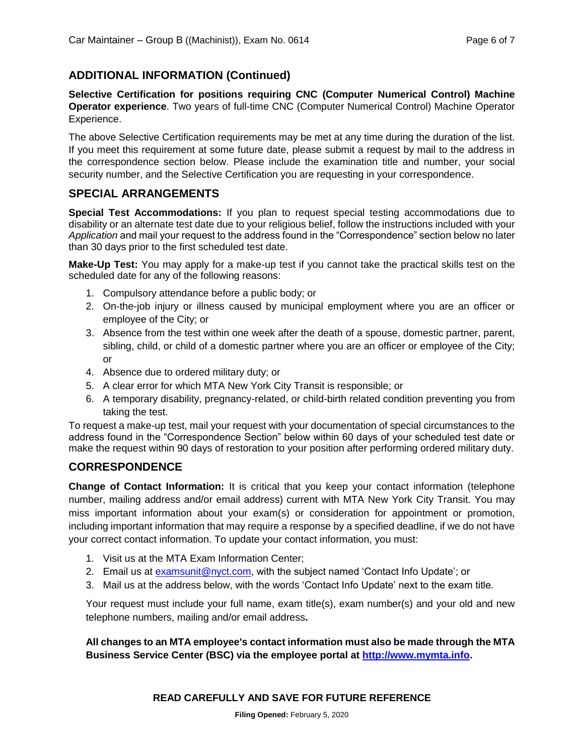## ADDITIONAL INFORMATION (Continued)

**Selective Certification for positions requiring CNC (Computer Numerical Control) Machine Operator experience**. Two years of full-time CNC (Computer Numerical Control) Machine Operator Experience.

The above Selective Certification requirements may be met at any time during the duration of the list. If you meet this requirement at some future date, please submit a request by mail to the address in the correspondence section below. Please include the examination title and number, your social security number, and the Selective Certification you are requesting in your correspondence.

## SPECIAL ARRANGEMENTS

**Special Test Accommodations:** If you plan to request special testing accommodations due to disability or an alternate test date due to your religious belief, follow the instructions included with your *Application* and mail your request to the address found in the "Correspondence" section below no later than 30 days prior to the first scheduled test date.

**Make-Up Test:** You may apply for a make-up test if you cannot take the practical skills test on the scheduled date for any of the following reasons:

1. Compulsory attendance before a public body; or
2. On-the-job injury or illness caused by municipal employment where you are an officer or employee of the City; or
3. Absence from the test within one week after the death of a spouse, domestic partner, parent, sibling, child, or child of a domestic partner where you are an officer or employee of the City; or
4. Absence due to ordered military duty; or
5. A clear error for which MTA New York City Transit is responsible; or
6. A temporary disability, pregnancy-related, or child-birth related condition preventing you from taking the test.

To request a make-up test, mail your request with your documentation of special circumstances to the address found in the "Correspondence Section" below within 60 days of your scheduled test date or make the request within 90 days of restoration to your position after performing ordered military duty.

## CORRESPONDENCE

**Change of Contact Information:** It is critical that you keep your contact information (telephone number, mailing address and/or email address) current with MTA New York City Transit. You may miss important information about your exam(s) or consideration for appointment or promotion, including important information that may require a response by a specified deadline, if we do not have your correct contact information. To update your contact information, you must:

1. Visit us at the MTA Exam Information Center;
2. Email us at examsunit@nyct.com, with the subject named 'Contact Info Update'; or
3. Mail us at the address below, with the words 'Contact Info Update' next to the exam title.

Your request must include your full name, exam title(s), exam number(s) and your old and new telephone numbers, mailing and/or email address**.**

**All changes to an MTA employee's contact information must also be made through the MTA Business Service Center (BSC) via the employee portal at http://www.mymta.info.**

**READ CAREFULLY AND SAVE FOR FUTURE REFERENCE**

**Filing Opened:** February 5, 2020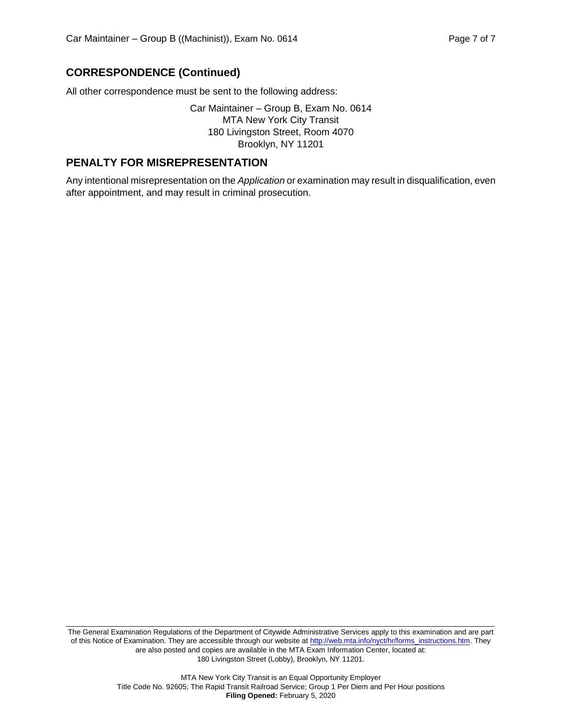## CORRESPONDENCE (Continued)

All other correspondence must be sent to the following address:

Car Maintainer – Group B, Exam No. 0614
MTA New York City Transit
180 Livingston Street, Room 4070
Brooklyn, NY 11201

## PENALTY FOR MISREPRESENTATION

Any intentional misrepresentation on the *Application* or examination may result in disqualification, even after appointment, and may result in criminal prosecution.

The General Examination Regulations of the Department of Citywide Administrative Services apply to this examination and are part of this Notice of Examination. They are accessible through our website at http://web.mta.info/nyct/hr/forms_instructions.htm. They are also posted and copies are available in the MTA Exam Information Center, located at: 180 Livingston Street (Lobby), Brooklyn, NY 11201.

MTA New York City Transit is an Equal Opportunity Employer
Title Code No. 92605; The Rapid Transit Railroad Service; Group 1 Per Diem and Per Hour positions
**Filing Opened:** February 5, 2020